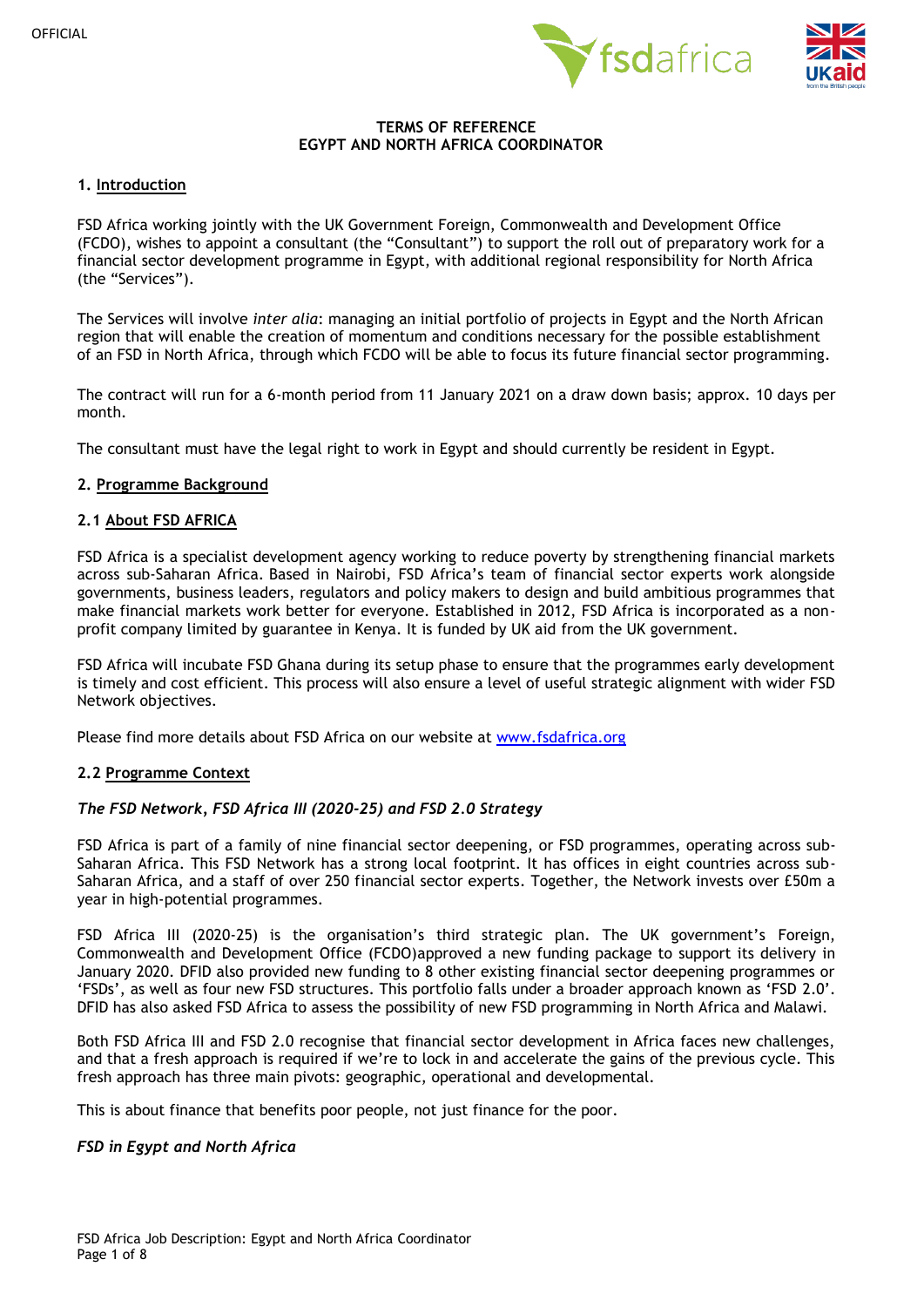OFFICIAL

**TERMS OF REFERENCE**
**EGYPT AND NORTH AFRICA COORDINATOR**

## 1. Introduction

FSD Africa working jointly with the UK Government Foreign, Commonwealth and Development Office (FCDO), wishes to appoint a consultant (the "Consultant") to support the roll out of preparatory work for a financial sector development programme in Egypt, with additional regional responsibility for North Africa (the "Services").

The Services will involve *inter alia*: managing an initial portfolio of projects in Egypt and the North African region that will enable the creation of momentum and conditions necessary for the possible establishment of an FSD in North Africa, through which FCDO will be able to focus its future financial sector programming.

The contract will run for a 6-month period from 11 January 2021 on a draw down basis; approx. 10 days per month.

The consultant must have the legal right to work in Egypt and should currently be resident in Egypt.

## 2. Programme Background

### 2.1 About FSD AFRICA

FSD Africa is a specialist development agency working to reduce poverty by strengthening financial markets across sub-Saharan Africa. Based in Nairobi, FSD Africa's team of financial sector experts work alongside governments, business leaders, regulators and policy makers to design and build ambitious programmes that make financial markets work better for everyone. Established in 2012, FSD Africa is incorporated as a non-profit company limited by guarantee in Kenya. It is funded by UK aid from the UK government.

FSD Africa will incubate FSD Ghana during its setup phase to ensure that the programmes early development is timely and cost efficient. This process will also ensure a level of useful strategic alignment with wider FSD Network objectives.

Please find more details about FSD Africa on our website at www.fsdafrica.org

### 2.2 Programme Context

***The FSD Network, FSD Africa III (2020-25) and FSD 2.0 Strategy***

FSD Africa is part of a family of nine financial sector deepening, or FSD programmes, operating across sub-Saharan Africa. This FSD Network has a strong local footprint. It has offices in eight countries across sub-Saharan Africa, and a staff of over 250 financial sector experts. Together, the Network invests over £50m a year in high-potential programmes.

FSD Africa III (2020-25) is the organisation's third strategic plan. The UK government's Foreign, Commonwealth and Development Office (FCDO)approved a new funding package to support its delivery in January 2020. DFID also provided new funding to 8 other existing financial sector deepening programmes or 'FSDs', as well as four new FSD structures. This portfolio falls under a broader approach known as 'FSD 2.0'. DFID has also asked FSD Africa to assess the possibility of new FSD programming in North Africa and Malawi.

Both FSD Africa III and FSD 2.0 recognise that financial sector development in Africa faces new challenges, and that a fresh approach is required if we're to lock in and accelerate the gains of the previous cycle. This fresh approach has three main pivots: geographic, operational and developmental.

This is about finance that benefits poor people, not just finance for the poor.

***FSD in Egypt and North Africa***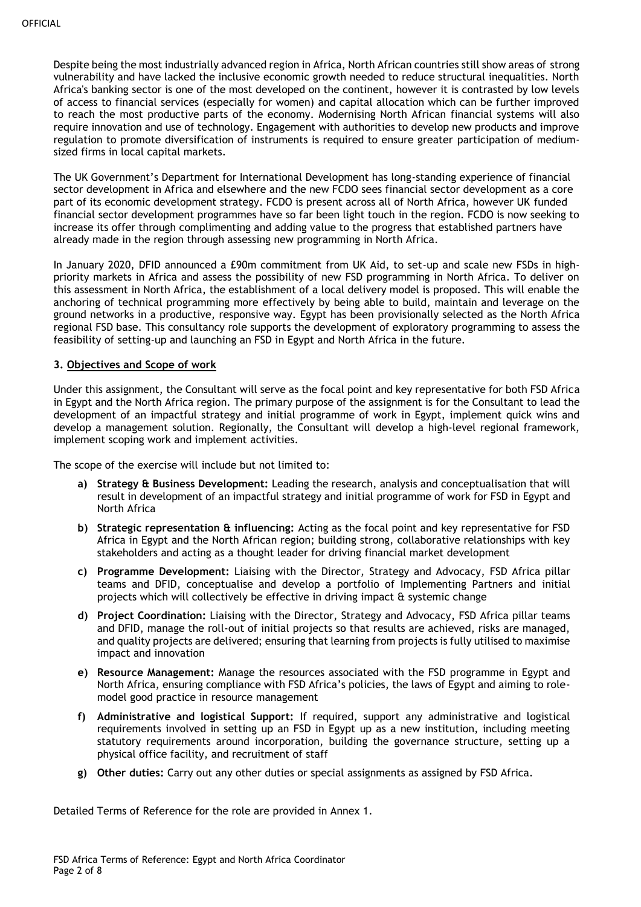Despite being the most industrially advanced region in Africa, North African countries still show areas of strong vulnerability and have lacked the inclusive economic growth needed to reduce structural inequalities. North Africa's banking sector is one of the most developed on the continent, however it is contrasted by low levels of access to financial services (especially for women) and capital allocation which can be further improved to reach the most productive parts of the economy. Modernising North African financial systems will also require innovation and use of technology. Engagement with authorities to develop new products and improve regulation to promote diversification of instruments is required to ensure greater participation of medium-sized firms in local capital markets.

The UK Government's Department for International Development has long-standing experience of financial sector development in Africa and elsewhere and the new FCDO sees financial sector development as a core part of its economic development strategy. FCDO is present across all of North Africa, however UK funded financial sector development programmes have so far been light touch in the region. FCDO is now seeking to increase its offer through complimenting and adding value to the progress that established partners have already made in the region through assessing new programming in North Africa.

In January 2020, DFID announced a £90m commitment from UK Aid, to set-up and scale new FSDs in high-priority markets in Africa and assess the possibility of new FSD programming in North Africa. To deliver on this assessment in North Africa, the establishment of a local delivery model is proposed. This will enable the anchoring of technical programming more effectively by being able to build, maintain and leverage on the ground networks in a productive, responsive way. Egypt has been provisionally selected as the North Africa regional FSD base. This consultancy role supports the development of exploratory programming to assess the feasibility of setting-up and launching an FSD in Egypt and North Africa in the future.

### 3. Objectives and Scope of work

Under this assignment, the Consultant will serve as the focal point and key representative for both FSD Africa in Egypt and the North Africa region. The primary purpose of the assignment is for the Consultant to lead the development of an impactful strategy and initial programme of work in Egypt, implement quick wins and develop a management solution. Regionally, the Consultant will develop a high-level regional framework, implement scoping work and implement activities.

The scope of the exercise will include but not limited to:

- **a) Strategy & Business Development:** Leading the research, analysis and conceptualisation that will result in development of an impactful strategy and initial programme of work for FSD in Egypt and North Africa
- **b) Strategic representation & influencing:** Acting as the focal point and key representative for FSD Africa in Egypt and the North African region; building strong, collaborative relationships with key stakeholders and acting as a thought leader for driving financial market development
- **c) Programme Development:** Liaising with the Director, Strategy and Advocacy, FSD Africa pillar teams and DFID, conceptualise and develop a portfolio of Implementing Partners and initial projects which will collectively be effective in driving impact & systemic change
- **d) Project Coordination:** Liaising with the Director, Strategy and Advocacy, FSD Africa pillar teams and DFID, manage the roll-out of initial projects so that results are achieved, risks are managed, and quality projects are delivered; ensuring that learning from projects is fully utilised to maximise impact and innovation
- **e) Resource Management:** Manage the resources associated with the FSD programme in Egypt and North Africa, ensuring compliance with FSD Africa's policies, the laws of Egypt and aiming to role-model good practice in resource management
- **f) Administrative and logistical Support:** If required, support any administrative and logistical requirements involved in setting up an FSD in Egypt up as a new institution, including meeting statutory requirements around incorporation, building the governance structure, setting up a physical office facility, and recruitment of staff
- **g) Other duties:** Carry out any other duties or special assignments as assigned by FSD Africa.

Detailed Terms of Reference for the role are provided in Annex 1.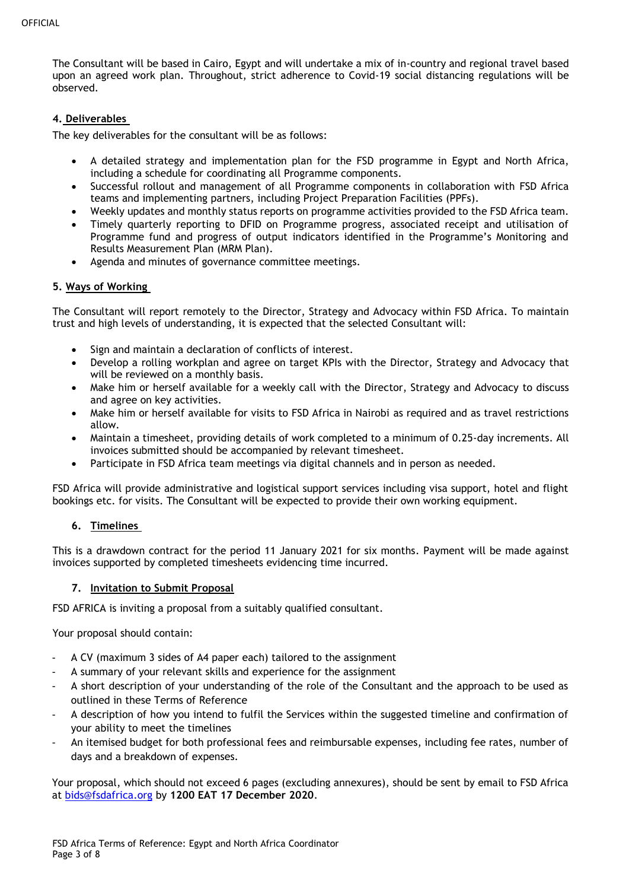The Consultant will be based in Cairo, Egypt and will undertake a mix of in-country and regional travel based upon an agreed work plan. Throughout, strict adherence to Covid-19 social distancing regulations will be observed.

## 4. Deliverables

The key deliverables for the consultant will be as follows:

- A detailed strategy and implementation plan for the FSD programme in Egypt and North Africa, including a schedule for coordinating all Programme components.
- Successful rollout and management of all Programme components in collaboration with FSD Africa teams and implementing partners, including Project Preparation Facilities (PPFs).
- Weekly updates and monthly status reports on programme activities provided to the FSD Africa team.
- Timely quarterly reporting to DFID on Programme progress, associated receipt and utilisation of Programme fund and progress of output indicators identified in the Programme's Monitoring and Results Measurement Plan (MRM Plan).
- Agenda and minutes of governance committee meetings.

## 5. Ways of Working

The Consultant will report remotely to the Director, Strategy and Advocacy within FSD Africa. To maintain trust and high levels of understanding, it is expected that the selected Consultant will:

- Sign and maintain a declaration of conflicts of interest.
- Develop a rolling workplan and agree on target KPIs with the Director, Strategy and Advocacy that will be reviewed on a monthly basis.
- Make him or herself available for a weekly call with the Director, Strategy and Advocacy to discuss and agree on key activities.
- Make him or herself available for visits to FSD Africa in Nairobi as required and as travel restrictions allow.
- Maintain a timesheet, providing details of work completed to a minimum of 0.25-day increments. All invoices submitted should be accompanied by relevant timesheet.
- Participate in FSD Africa team meetings via digital channels and in person as needed.

FSD Africa will provide administrative and logistical support services including visa support, hotel and flight bookings etc. for visits. The Consultant will be expected to provide their own working equipment.

## 6. Timelines

This is a drawdown contract for the period 11 January 2021 for six months. Payment will be made against invoices supported by completed timesheets evidencing time incurred.

## 7. Invitation to Submit Proposal

FSD AFRICA is inviting a proposal from a suitably qualified consultant.

Your proposal should contain:

- A CV (maximum 3 sides of A4 paper each) tailored to the assignment
- A summary of your relevant skills and experience for the assignment
- A short description of your understanding of the role of the Consultant and the approach to be used as outlined in these Terms of Reference
- A description of how you intend to fulfil the Services within the suggested timeline and confirmation of your ability to meet the timelines
- An itemised budget for both professional fees and reimbursable expenses, including fee rates, number of days and a breakdown of expenses.

Your proposal, which should not exceed 6 pages (excluding annexures), should be sent by email to FSD Africa at bids@fsdafrica.org by **1200 EAT 17 December 2020**.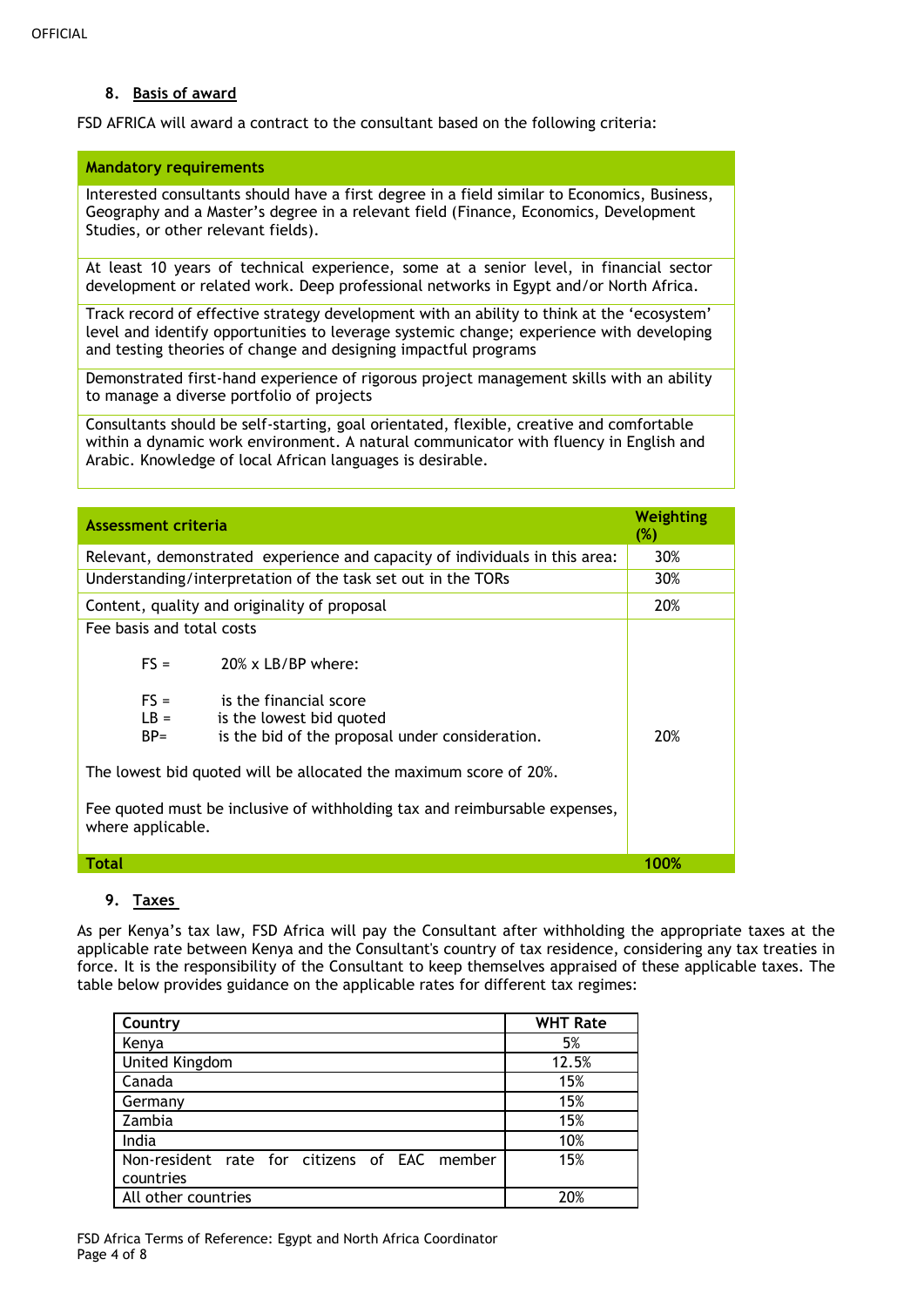## 8. Basis of award

FSD AFRICA will award a contract to the consultant based on the following criteria:

| Mandatory requirements |
|---|
| Interested consultants should have a first degree in a field similar to Economics, Business, Geography and a Master's degree in a relevant field (Finance, Economics, Development Studies, or other relevant fields). |
| At least 10 years of technical experience, some at a senior level, in financial sector development or related work. Deep professional networks in Egypt and/or North Africa. |
| Track record of effective strategy development with an ability to think at the 'ecosystem' level and identify opportunities to leverage systemic change; experience with developing and testing theories of change and designing impactful programs |
| Demonstrated first-hand experience of rigorous project management skills with an ability to manage a diverse portfolio of projects |
| Consultants should be self-starting, goal orientated, flexible, creative and comfortable within a dynamic work environment. A natural communicator with fluency in English and Arabic. Knowledge of local African languages is desirable. |

| Assessment criteria | Weighting (%) |
|---|---|
| Relevant, demonstrated experience and capacity of individuals in this area: | 30% |
| Understanding/interpretation of the task set out in the TORs | 30% |
| Content, quality and originality of proposal | 20% |
| Fee basis and total costs<br><br>FS = 20% x LB/BP where:<br><br>FS = is the financial score<br>LB = is the lowest bid quoted<br>BP= is the bid of the proposal under consideration.<br><br>The lowest bid quoted will be allocated the maximum score of 20%.<br><br>Fee quoted must be inclusive of withholding tax and reimbursable expenses, where applicable. | 20% |
| **Total** | **100%** |

## 9. Taxes

As per Kenya's tax law, FSD Africa will pay the Consultant after withholding the appropriate taxes at the applicable rate between Kenya and the Consultant's country of tax residence, considering any tax treaties in force. It is the responsibility of the Consultant to keep themselves appraised of these applicable taxes. The table below provides guidance on the applicable rates for different tax regimes:

| Country | WHT Rate |
|---|---|
| Kenya | 5% |
| United Kingdom | 12.5% |
| Canada | 15% |
| Germany | 15% |
| Zambia | 15% |
| India | 10% |
| Non-resident rate for citizens of EAC member countries | 15% |
| All other countries | 20% |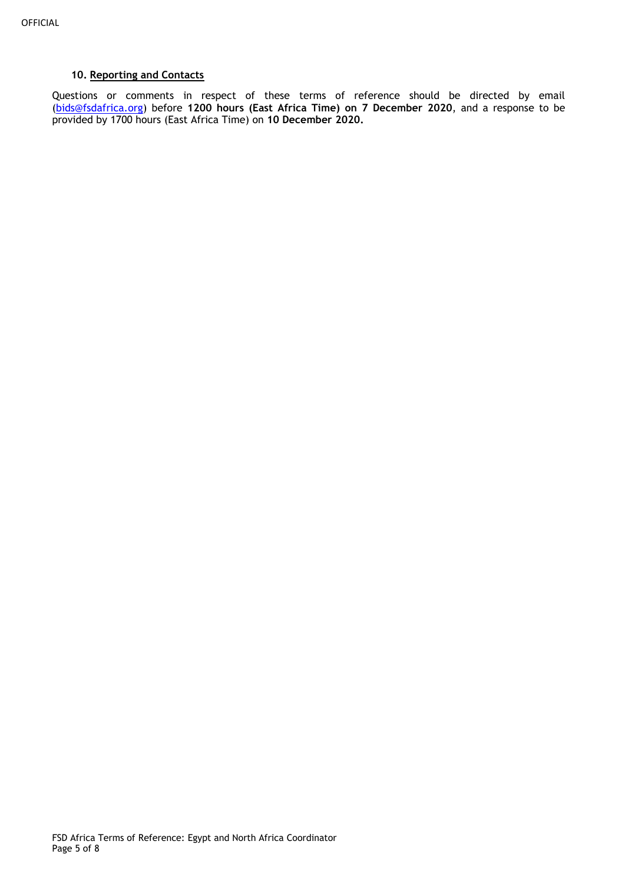## 10. Reporting and Contacts

Questions or comments in respect of these terms of reference should be directed by email (bids@fsdafrica.org) before **1200 hours (East Africa Time) on 7 December 2020**, and a response to be provided by 1700 hours (East Africa Time) on **10 December 2020.**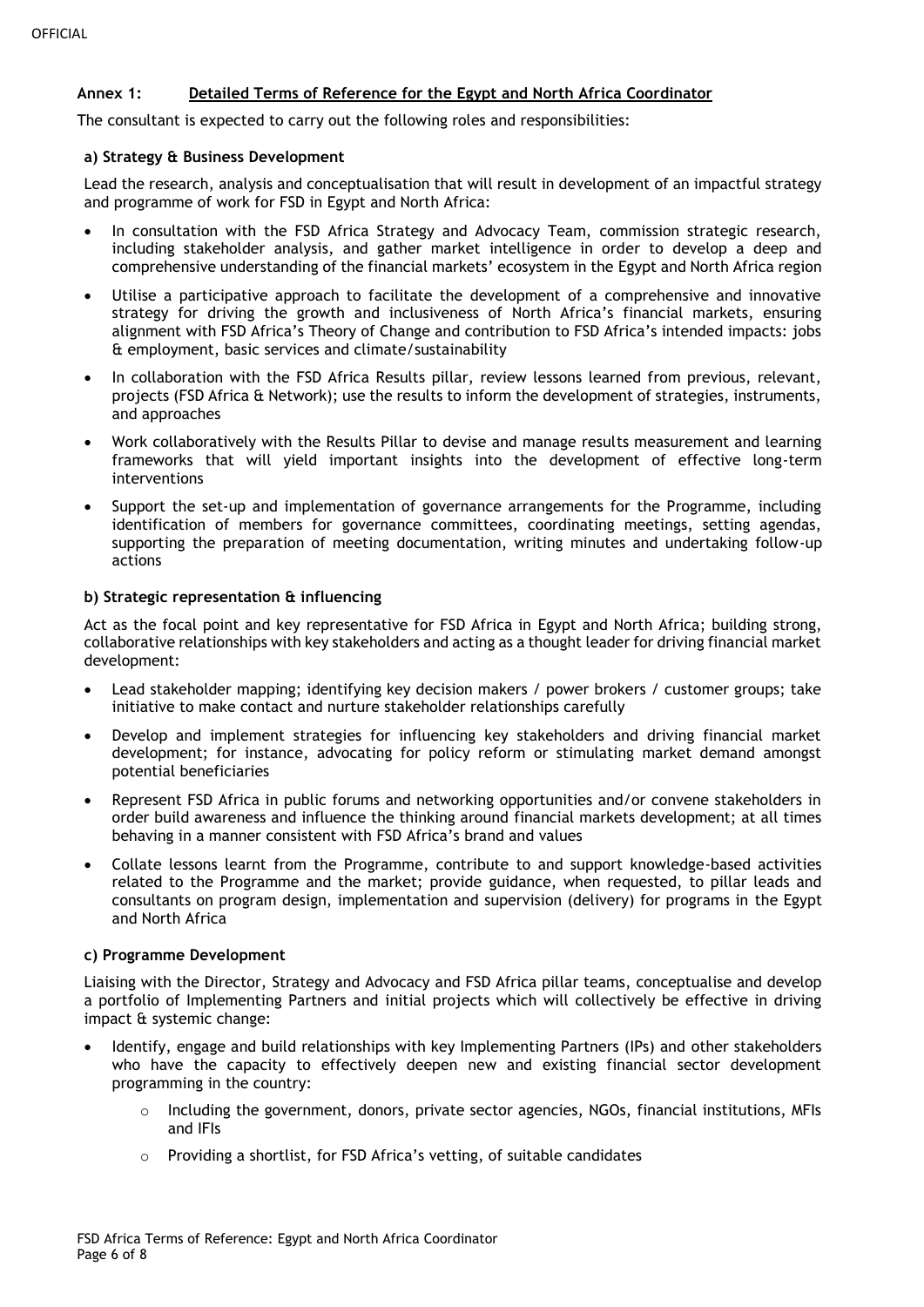## Annex 1: Detailed Terms of Reference for the Egypt and North Africa Coordinator

The consultant is expected to carry out the following roles and responsibilities:

### a) Strategy & Business Development

Lead the research, analysis and conceptualisation that will result in development of an impactful strategy and programme of work for FSD in Egypt and North Africa:

- In consultation with the FSD Africa Strategy and Advocacy Team, commission strategic research, including stakeholder analysis, and gather market intelligence in order to develop a deep and comprehensive understanding of the financial markets' ecosystem in the Egypt and North Africa region
- Utilise a participative approach to facilitate the development of a comprehensive and innovative strategy for driving the growth and inclusiveness of North Africa's financial markets, ensuring alignment with FSD Africa's Theory of Change and contribution to FSD Africa's intended impacts: jobs & employment, basic services and climate/sustainability
- In collaboration with the FSD Africa Results pillar, review lessons learned from previous, relevant, projects (FSD Africa & Network); use the results to inform the development of strategies, instruments, and approaches
- Work collaboratively with the Results Pillar to devise and manage results measurement and learning frameworks that will yield important insights into the development of effective long-term interventions
- Support the set-up and implementation of governance arrangements for the Programme, including identification of members for governance committees, coordinating meetings, setting agendas, supporting the preparation of meeting documentation, writing minutes and undertaking follow-up actions

### b) Strategic representation & influencing

Act as the focal point and key representative for FSD Africa in Egypt and North Africa; building strong, collaborative relationships with key stakeholders and acting as a thought leader for driving financial market development:

- Lead stakeholder mapping; identifying key decision makers / power brokers / customer groups; take initiative to make contact and nurture stakeholder relationships carefully
- Develop and implement strategies for influencing key stakeholders and driving financial market development; for instance, advocating for policy reform or stimulating market demand amongst potential beneficiaries
- Represent FSD Africa in public forums and networking opportunities and/or convene stakeholders in order build awareness and influence the thinking around financial markets development; at all times behaving in a manner consistent with FSD Africa's brand and values
- Collate lessons learnt from the Programme, contribute to and support knowledge-based activities related to the Programme and the market; provide guidance, when requested, to pillar leads and consultants on program design, implementation and supervision (delivery) for programs in the Egypt and North Africa

### c) Programme Development

Liaising with the Director, Strategy and Advocacy and FSD Africa pillar teams, conceptualise and develop a portfolio of Implementing Partners and initial projects which will collectively be effective in driving impact & systemic change:

- Identify, engage and build relationships with key Implementing Partners (IPs) and other stakeholders who have the capacity to effectively deepen new and existing financial sector development programming in the country:
    - Including the government, donors, private sector agencies, NGOs, financial institutions, MFIs and IFIs
    - Providing a shortlist, for FSD Africa's vetting, of suitable candidates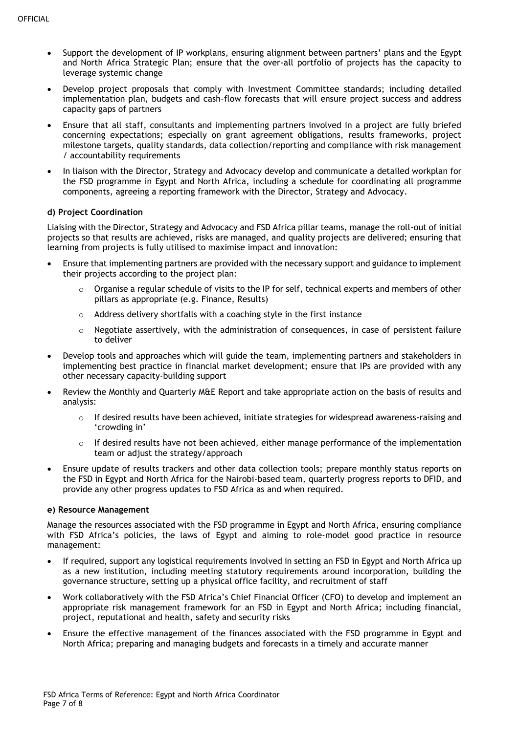- Support the development of IP workplans, ensuring alignment between partners' plans and the Egypt and North Africa Strategic Plan; ensure that the over-all portfolio of projects has the capacity to leverage systemic change
- Develop project proposals that comply with Investment Committee standards; including detailed implementation plan, budgets and cash-flow forecasts that will ensure project success and address capacity gaps of partners
- Ensure that all staff, consultants and implementing partners involved in a project are fully briefed concerning expectations; especially on grant agreement obligations, results frameworks, project milestone targets, quality standards, data collection/reporting and compliance with risk management / accountability requirements
- In liaison with the Director, Strategy and Advocacy develop and communicate a detailed workplan for the FSD programme in Egypt and North Africa, including a schedule for coordinating all programme components, agreeing a reporting framework with the Director, Strategy and Advocacy.

#### d) Project Coordination

Liaising with the Director, Strategy and Advocacy and FSD Africa pillar teams, manage the roll-out of initial projects so that results are achieved, risks are managed, and quality projects are delivered; ensuring that learning from projects is fully utilised to maximise impact and innovation:

- Ensure that implementing partners are provided with the necessary support and guidance to implement their projects according to the project plan:
  - Organise a regular schedule of visits to the IP for self, technical experts and members of other pillars as appropriate (e.g. Finance, Results)
  - Address delivery shortfalls with a coaching style in the first instance
  - Negotiate assertively, with the administration of consequences, in case of persistent failure to deliver
- Develop tools and approaches which will guide the team, implementing partners and stakeholders in implementing best practice in financial market development; ensure that IPs are provided with any other necessary capacity-building support
- Review the Monthly and Quarterly M&E Report and take appropriate action on the basis of results and analysis:
  - If desired results have been achieved, initiate strategies for widespread awareness-raising and 'crowding in'
  - If desired results have not been achieved, either manage performance of the implementation team or adjust the strategy/approach
- Ensure update of results trackers and other data collection tools; prepare monthly status reports on the FSD in Egypt and North Africa for the Nairobi-based team, quarterly progress reports to DFID, and provide any other progress updates to FSD Africa as and when required.

#### e) Resource Management

Manage the resources associated with the FSD programme in Egypt and North Africa, ensuring compliance with FSD Africa's policies, the laws of Egypt and aiming to role-model good practice in resource management:

- If required, support any logistical requirements involved in setting an FSD in Egypt and North Africa up as a new institution, including meeting statutory requirements around incorporation, building the governance structure, setting up a physical office facility, and recruitment of staff
- Work collaboratively with the FSD Africa's Chief Financial Officer (CFO) to develop and implement an appropriate risk management framework for an FSD in Egypt and North Africa; including financial, project, reputational and health, safety and security risks
- Ensure the effective management of the finances associated with the FSD programme in Egypt and North Africa; preparing and managing budgets and forecasts in a timely and accurate manner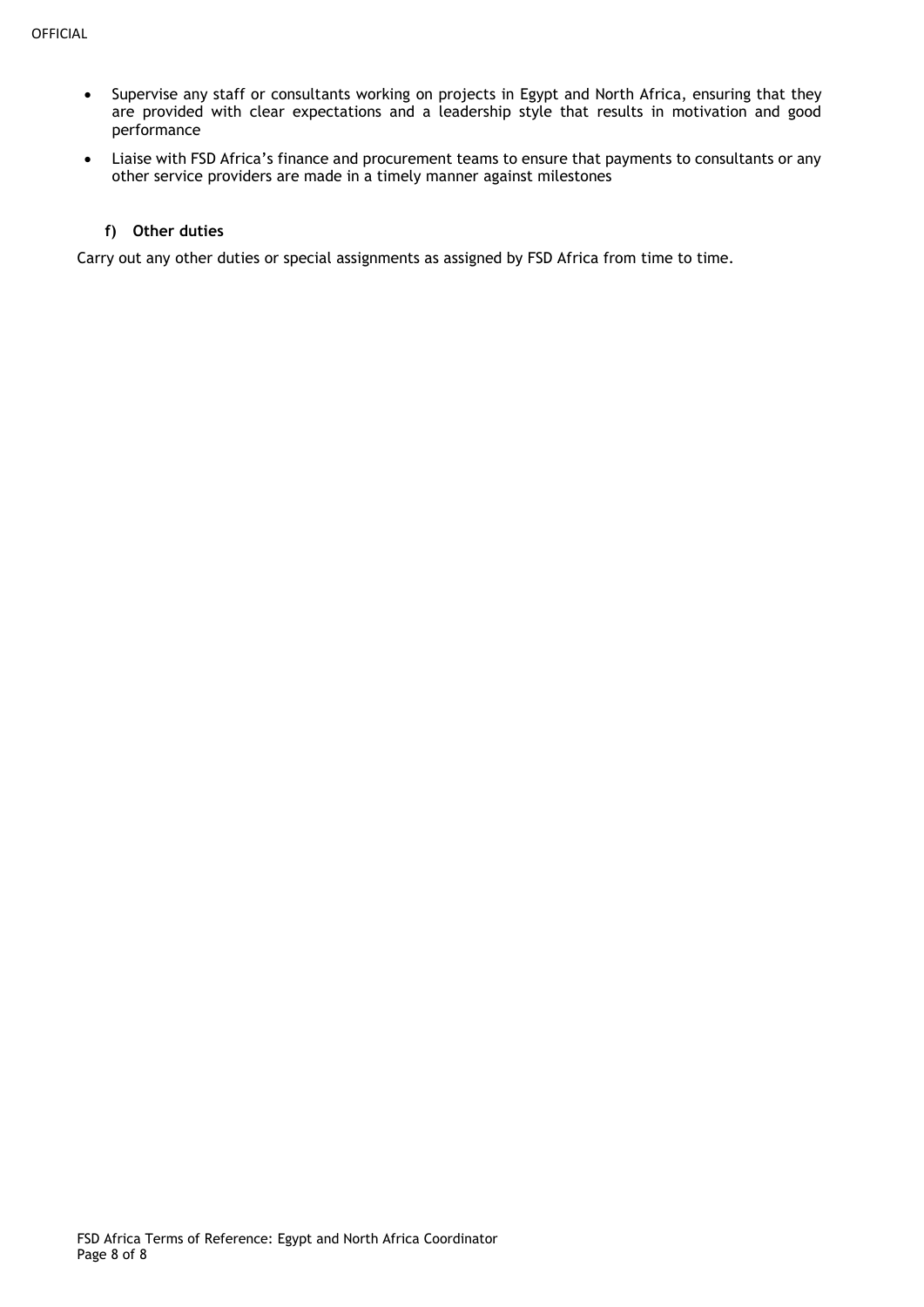- Supervise any staff or consultants working on projects in Egypt and North Africa, ensuring that they are provided with clear expectations and a leadership style that results in motivation and good performance
- Liaise with FSD Africa's finance and procurement teams to ensure that payments to consultants or any other service providers are made in a timely manner against milestones

**f) Other duties**

Carry out any other duties or special assignments as assigned by FSD Africa from time to time.